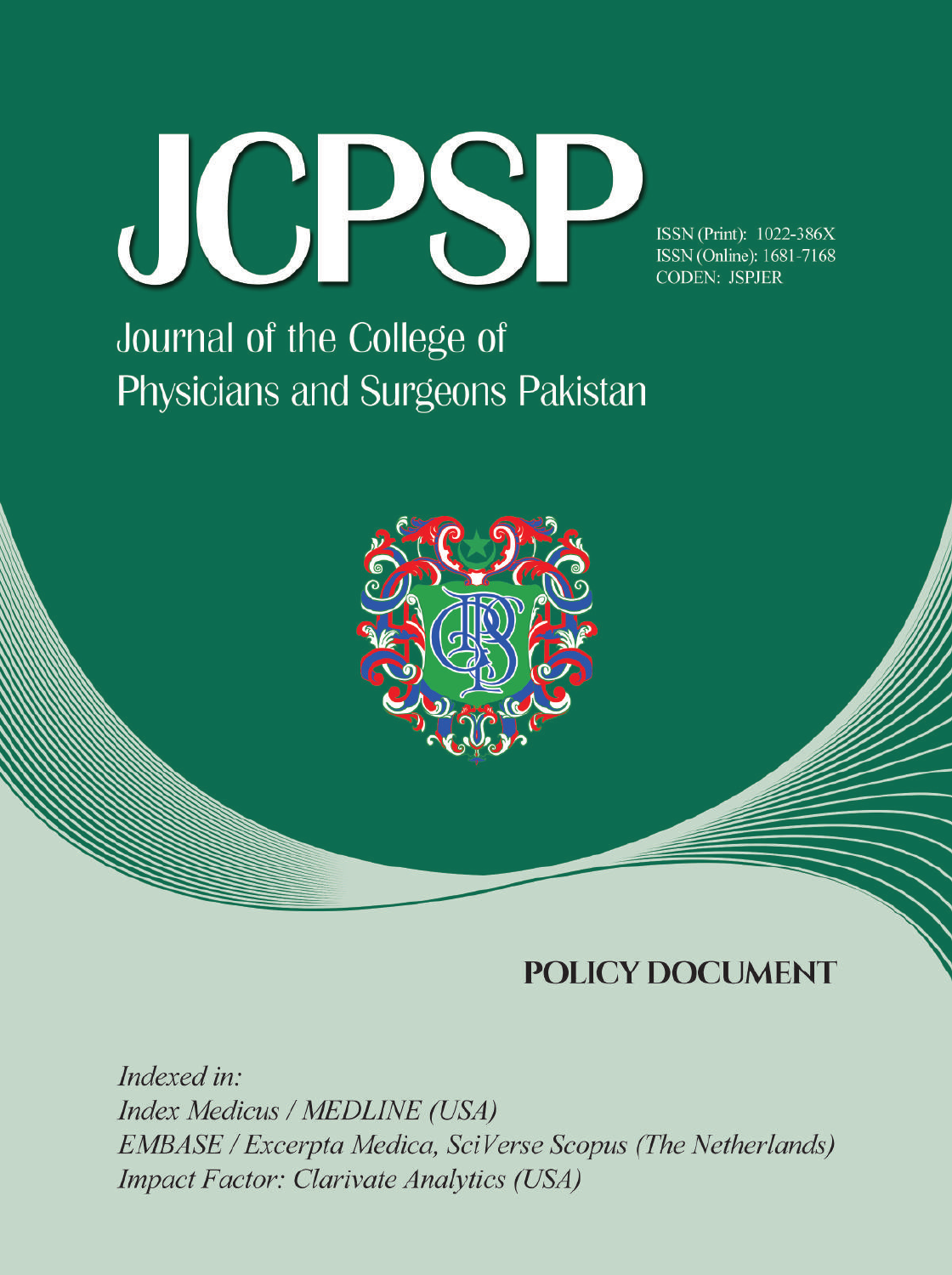# JCPSP

ISSN (Print): 1022-386X
ISSN (Online): 1681-7168
CODEN: JSPJER

## Journal of the College of Physicians and Surgeons Pakistan

## POLICY DOCUMENT

*Indexed in:*
*Index Medicus / MEDLINE (USA)*
*EMBASE / Excerpta Medica, SciVerse Scopus (The Netherlands)*
*Impact Factor: Clarivate Analytics (USA)*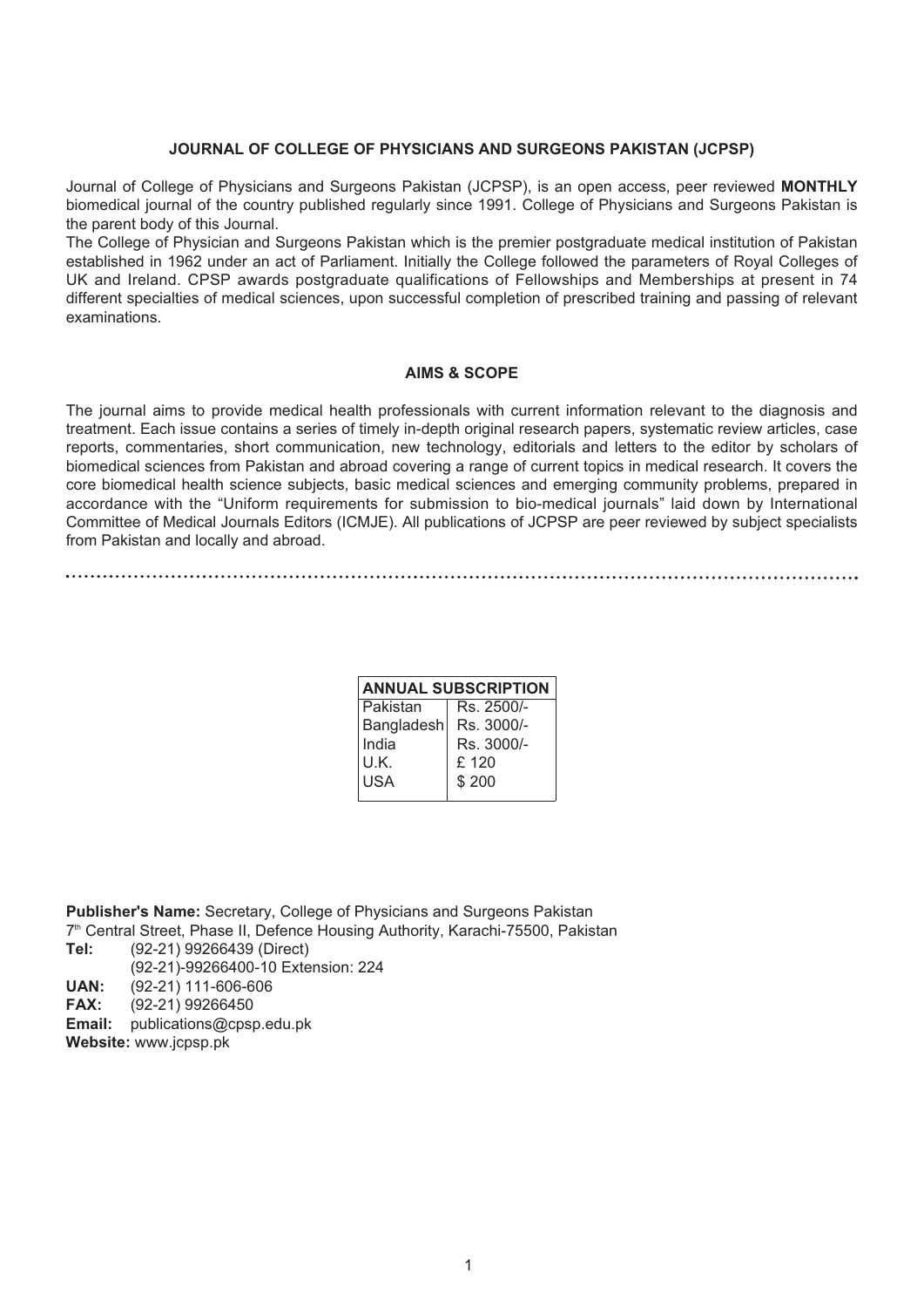## JOURNAL OF COLLEGE OF PHYSICIANS AND SURGEONS PAKISTAN (JCPSP)

Journal of College of Physicians and Surgeons Pakistan (JCPSP), is an open access, peer reviewed **MONTHLY** biomedical journal of the country published regularly since 1991. College of Physicians and Surgeons Pakistan is the parent body of this Journal.

The College of Physician and Surgeons Pakistan which is the premier postgraduate medical institution of Pakistan established in 1962 under an act of Parliament. Initially the College followed the parameters of Royal Colleges of UK and Ireland. CPSP awards postgraduate qualifications of Fellowships and Memberships at present in 74 different specialties of medical sciences, upon successful completion of prescribed training and passing of relevant examinations.

## AIMS & SCOPE

The journal aims to provide medical health professionals with current information relevant to the diagnosis and treatment. Each issue contains a series of timely in-depth original research papers, systematic review articles, case reports, commentaries, short communication, new technology, editorials and letters to the editor by scholars of biomedical sciences from Pakistan and abroad covering a range of current topics in medical research. It covers the core biomedical health science subjects, basic medical sciences and emerging community problems, prepared in accordance with the "Uniform requirements for submission to bio-medical journals" laid down by International Committee of Medical Journals Editors (ICMJE). All publications of JCPSP are peer reviewed by subject specialists from Pakistan and locally and abroad.

| ANNUAL SUBSCRIPTION | |
|---|---|
| Pakistan | Rs. 2500/- |
| Bangladesh | Rs. 3000/- |
| India | Rs. 3000/- |
| U.K. | £ 120 |
| USA | $ 200 |

**Publisher's Name:** Secretary, College of Physicians and Surgeons Pakistan
7th Central Street, Phase II, Defence Housing Authority, Karachi-75500, Pakistan
**Tel:** (92-21) 99266439 (Direct)
(92-21)-99266400-10 Extension: 224
**UAN:** (92-21) 111-606-606
**FAX:** (92-21) 99266450
**Email:** publications@cpsp.edu.pk
**Website:** www.jcpsp.pk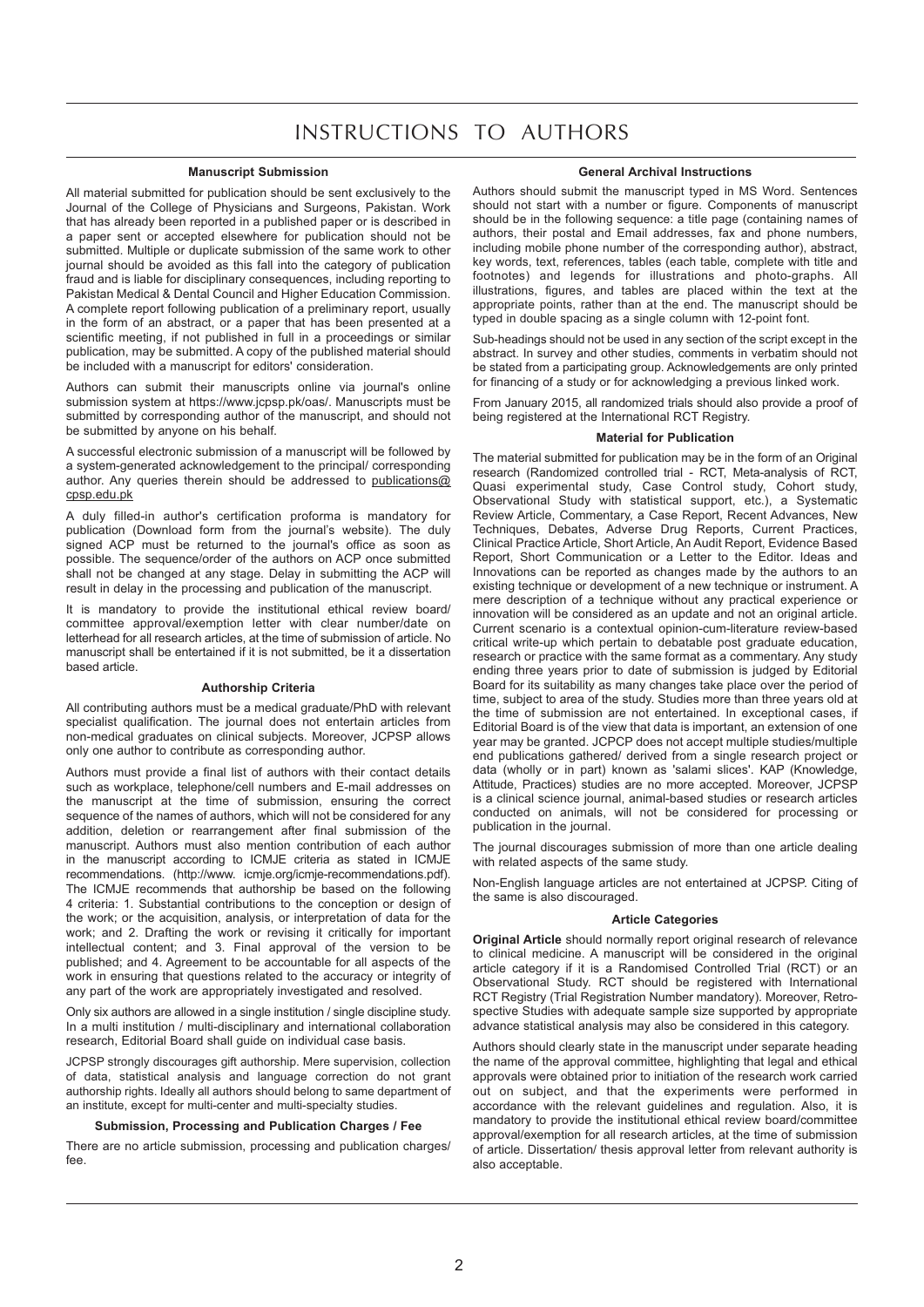# INSTRUCTIONS TO AUTHORS

## Manuscript Submission

All material submitted for publication should be sent exclusively to the Journal of the College of Physicians and Surgeons, Pakistan. Work that has already been reported in a published paper or is described in a paper sent or accepted elsewhere for publication should not be submitted. Multiple or duplicate submission of the same work to other journal should be avoided as this fall into the category of publication fraud and is liable for disciplinary consequences, including reporting to Pakistan Medical & Dental Council and Higher Education Commission. A complete report following publication of a preliminary report, usually in the form of an abstract, or a paper that has been presented at a scientific meeting, if not published in full in a proceedings or similar publication, may be submitted. A copy of the published material should be included with a manuscript for editors' consideration.

Authors can submit their manuscripts online via journal's online submission system at https://www.jcpsp.pk/oas/. Manuscripts must be submitted by corresponding author of the manuscript, and should not be submitted by anyone on his behalf.

A successful electronic submission of a manuscript will be followed by a system-generated acknowledgement to the principal/ corresponding author. Any queries therein should be addressed to publications@cpsp.edu.pk

A duly filled-in author's certification proforma is mandatory for publication (Download form from the journal's website). The duly signed ACP must be returned to the journal's office as soon as possible. The sequence/order of the authors on ACP once submitted shall not be changed at any stage. Delay in submitting the ACP will result in delay in the processing and publication of the manuscript.

It is mandatory to provide the institutional ethical review board/ committee approval/exemption letter with clear number/date on letterhead for all research articles, at the time of submission of article. No manuscript shall be entertained if it is not submitted, be it a dissertation based article.

## Authorship Criteria

All contributing authors must be a medical graduate/PhD with relevant specialist qualification. The journal does not entertain articles from non-medical graduates on clinical subjects. Moreover, JCPSP allows only one author to contribute as corresponding author.

Authors must provide a final list of authors with their contact details such as workplace, telephone/cell numbers and E-mail addresses on the manuscript at the time of submission, ensuring the correct sequence of the names of authors, which will not be considered for any addition, deletion or rearrangement after final submission of the manuscript. Authors must also mention contribution of each author in the manuscript according to ICMJE criteria as stated in ICMJE recommendations. (http://www. icmje.org/icmje-recommendations.pdf). The ICMJE recommends that authorship be based on the following 4 criteria: 1. Substantial contributions to the conception or design of the work; or the acquisition, analysis, or interpretation of data for the work; and 2. Drafting the work or revising it critically for important intellectual content; and 3. Final approval of the version to be published; and 4. Agreement to be accountable for all aspects of the work in ensuring that questions related to the accuracy or integrity of any part of the work are appropriately investigated and resolved.

Only six authors are allowed in a single institution / single discipline study. In a multi institution / multi-disciplinary and international collaboration research, Editorial Board shall guide on individual case basis.

JCPSP strongly discourages gift authorship. Mere supervision, collection of data, statistical analysis and language correction do not grant authorship rights. Ideally all authors should belong to same department of an institute, except for multi-center and multi-specialty studies.

## Submission, Processing and Publication Charges / Fee

There are no article submission, processing and publication charges/ fee.

## General Archival Instructions

Authors should submit the manuscript typed in MS Word. Sentences should not start with a number or figure. Components of manuscript should be in the following sequence: a title page (containing names of authors, their postal and Email addresses, fax and phone numbers, including mobile phone number of the corresponding author), abstract, key words, text, references, tables (each table, complete with title and footnotes) and legends for illustrations and photo-graphs. All illustrations, figures, and tables are placed within the text at the appropriate points, rather than at the end. The manuscript should be typed in double spacing as a single column with 12-point font.

Sub-headings should not be used in any section of the script except in the abstract. In survey and other studies, comments in verbatim should not be stated from a participating group. Acknowledgements are only printed for financing of a study or for acknowledging a previous linked work.

From January 2015, all randomized trials should also provide a proof of being registered at the International RCT Registry.

## Material for Publication

The material submitted for publication may be in the form of an Original research (Randomized controlled trial - RCT, Meta-analysis of RCT, Quasi experimental study, Case Control study, Cohort study, Observational Study with statistical support, etc.), a Systematic Review Article, Commentary, a Case Report, Recent Advances, New Techniques, Debates, Adverse Drug Reports, Current Practices, Clinical Practice Article, Short Article, An Audit Report, Evidence Based Report, Short Communication or a Letter to the Editor. Ideas and Innovations can be reported as changes made by the authors to an existing technique or development of a new technique or instrument. A mere description of a technique without any practical experience or innovation will be considered as an update and not an original article. Current scenario is a contextual opinion-cum-literature review-based critical write-up which pertain to debatable post graduate education, research or practice with the same format as a commentary. Any study ending three years prior to date of submission is judged by Editorial Board for its suitability as many changes take place over the period of time, subject to area of the study. Studies more than three years old at the time of submission are not entertained. In exceptional cases, if Editorial Board is of the view that data is important, an extension of one year may be granted. JCPCP does not accept multiple studies/multiple end publications gathered/ derived from a single research project or data (wholly or in part) known as 'salami slices'. KAP (Knowledge, Attitude, Practices) studies are no more accepted. Moreover, JCPSP is a clinical science journal, animal-based studies or research articles conducted on animals, will not be considered for processing or publication in the journal.

The journal discourages submission of more than one article dealing with related aspects of the same study.

Non-English language articles are not entertained at JCPSP. Citing of the same is also discouraged.

## Article Categories

**Original Article** should normally report original research of relevance to clinical medicine. A manuscript will be considered in the original article category if it is a Randomised Controlled Trial (RCT) or an Observational Study. RCT should be registered with International RCT Registry (Trial Registration Number mandatory). Moreover, Retro-spective Studies with adequate sample size supported by appropriate advance statistical analysis may also be considered in this category.

Authors should clearly state in the manuscript under separate heading the name of the approval committee, highlighting that legal and ethical approvals were obtained prior to initiation of the research work carried out on subject, and that the experiments were performed in accordance with the relevant guidelines and regulation. Also, it is mandatory to provide the institutional ethical review board/committee approval/exemption for all research articles, at the time of submission of article. Dissertation/ thesis approval letter from relevant authority is also acceptable.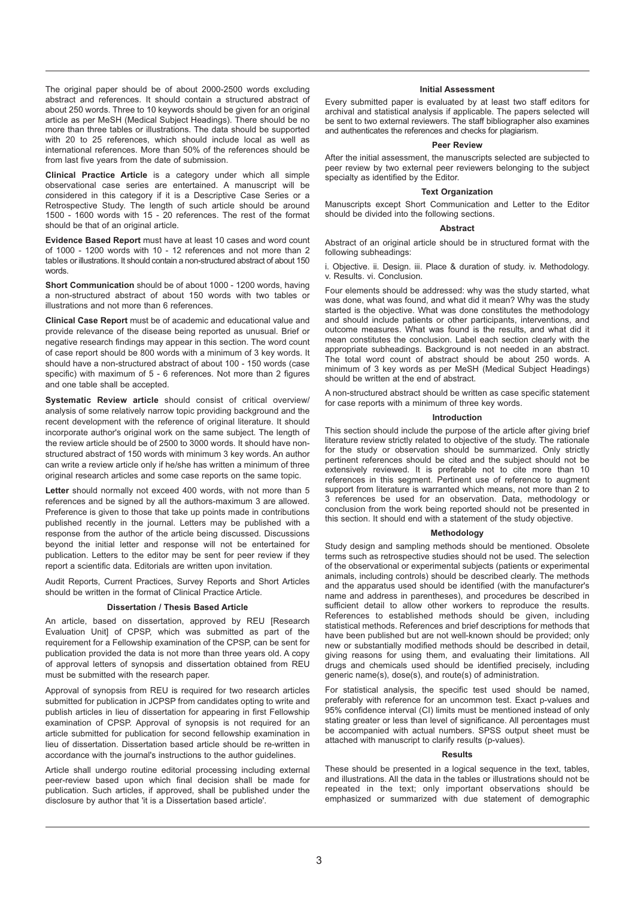The original paper should be of about 2000-2500 words excluding abstract and references. It should contain a structured abstract of about 250 words. Three to 10 keywords should be given for an original article as per MeSH (Medical Subject Headings). There should be no more than three tables or illustrations. The data should be supported with 20 to 25 references, which should include local as well as international references. More than 50% of the references should be from last five years from the date of submission.

**Clinical Practice Article** is a category under which all simple observational case series are entertained. A manuscript will be considered in this category if it is a Descriptive Case Series or a Retrospective Study. The length of such article should be around 1500 - 1600 words with 15 - 20 references. The rest of the format should be that of an original article.

**Evidence Based Report** must have at least 10 cases and word count of 1000 - 1200 words with 10 - 12 references and not more than 2 tables or illustrations. It should contain a non-structured abstract of about 150 words.

**Short Communication** should be of about 1000 - 1200 words, having a non-structured abstract of about 150 words with two tables or illustrations and not more than 6 references.

**Clinical Case Report** must be of academic and educational value and provide relevance of the disease being reported as unusual. Brief or negative research findings may appear in this section. The word count of case report should be 800 words with a minimum of 3 key words. It should have a non-structured abstract of about 100 - 150 words (case specific) with maximum of 5 - 6 references. Not more than 2 figures and one table shall be accepted.

**Systematic Review article** should consist of critical overview/ analysis of some relatively narrow topic providing background and the recent development with the reference of original literature. It should incorporate author's original work on the same subject. The length of the review article should be of 2500 to 3000 words. It should have non-structured abstract of 150 words with minimum 3 key words. An author can write a review article only if he/she has written a minimum of three original research articles and some case reports on the same topic.

**Letter** should normally not exceed 400 words, with not more than 5 references and be signed by all the authors-maximum 3 are allowed. Preference is given to those that take up points made in contributions published recently in the journal. Letters may be published with a response from the author of the article being discussed. Discussions beyond the initial letter and response will not be entertained for publication. Letters to the editor may be sent for peer review if they report a scientific data. Editorials are written upon invitation.

Audit Reports, Current Practices, Survey Reports and Short Articles should be written in the format of Clinical Practice Article.

### Dissertation / Thesis Based Article

An article, based on dissertation, approved by REU [Research Evaluation Unit] of CPSP, which was submitted as part of the requirement for a Fellowship examination of the CPSP, can be sent for publication provided the data is not more than three years old. A copy of approval letters of synopsis and dissertation obtained from REU must be submitted with the research paper.

Approval of synopsis from REU is required for two research articles submitted for publication in JCPSP from candidates opting to write and publish articles in lieu of dissertation for appearing in first Fellowship examination of CPSP. Approval of synopsis is not required for an article submitted for publication for second fellowship examination in lieu of dissertation. Dissertation based article should be re-written in accordance with the journal's instructions to the author guidelines.

Article shall undergo routine editorial processing including external peer-review based upon which final decision shall be made for publication. Such articles, if approved, shall be published under the disclosure by author that 'it is a Dissertation based article'.

### Initial Assessment

Every submitted paper is evaluated by at least two staff editors for archival and statistical analysis if applicable. The papers selected will be sent to two external reviewers. The staff bibliographer also examines and authenticates the references and checks for plagiarism.

### Peer Review

After the initial assessment, the manuscripts selected are subjected to peer review by two external peer reviewers belonging to the subject specialty as identified by the Editor.

### Text Organization

Manuscripts except Short Communication and Letter to the Editor should be divided into the following sections.

### Abstract

Abstract of an original article should be in structured format with the following subheadings:

i. Objective. ii. Design. iii. Place & duration of study. iv. Methodology. v. Results. vi. Conclusion.

Four elements should be addressed: why was the study started, what was done, what was found, and what did it mean? Why was the study started is the objective. What was done constitutes the methodology and should include patients or other participants, interventions, and outcome measures. What was found is the results, and what did it mean constitutes the conclusion. Label each section clearly with the appropriate subheadings. Background is not needed in an abstract. The total word count of abstract should be about 250 words. A minimum of 3 key words as per MeSH (Medical Subject Headings) should be written at the end of abstract.

A non-structured abstract should be written as case specific statement for case reports with a minimum of three key words.

### Introduction

This section should include the purpose of the article after giving brief literature review strictly related to objective of the study. The rationale for the study or observation should be summarized. Only strictly pertinent references should be cited and the subject should not be extensively reviewed. It is preferable not to cite more than 10 references in this segment. Pertinent use of reference to augment support from literature is warranted which means, not more than 2 to 3 references be used for an observation. Data, methodology or conclusion from the work being reported should not be presented in this section. It should end with a statement of the study objective.

### Methodology

Study design and sampling methods should be mentioned. Obsolete terms such as retrospective studies should not be used. The selection of the observational or experimental subjects (patients or experimental animals, including controls) should be described clearly. The methods and the apparatus used should be identified (with the manufacturer's name and address in parentheses), and procedures be described in sufficient detail to allow other workers to reproduce the results. References to established methods should be given, including statistical methods. References and brief descriptions for methods that have been published but are not well-known should be provided; only new or substantially modified methods should be described in detail, giving reasons for using them, and evaluating their limitations. All drugs and chemicals used should be identified precisely, including generic name(s), dose(s), and route(s) of administration.

For statistical analysis, the specific test used should be named, preferably with reference for an uncommon test. Exact p-values and 95% confidence interval (CI) limits must be mentioned instead of only stating greater or less than level of significance. All percentages must be accompanied with actual numbers. SPSS output sheet must be attached with manuscript to clarify results (p-values).

### Results

These should be presented in a logical sequence in the text, tables, and illustrations. All the data in the tables or illustrations should not be repeated in the text; only important observations should be emphasized or summarized with due statement of demographic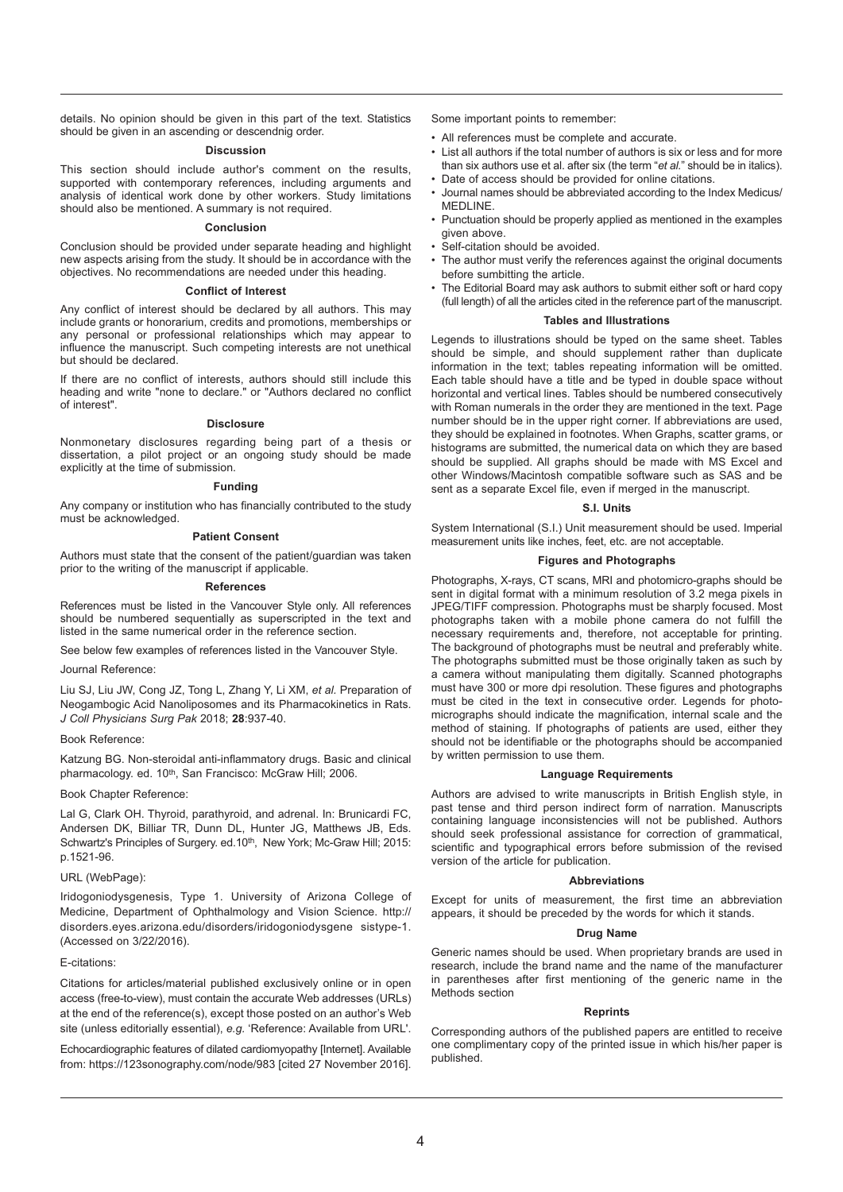details. No opinion should be given in this part of the text. Statistics should be given in an ascending or descendnig order.

### Discussion

This section should include author's comment on the results, supported with contemporary references, including arguments and analysis of identical work done by other workers. Study limitations should also be mentioned. A summary is not required.

### Conclusion

Conclusion should be provided under separate heading and highlight new aspects arising from the study. It should be in accordance with the objectives. No recommendations are needed under this heading.

### Conflict of Interest

Any conflict of interest should be declared by all authors. This may include grants or honorarium, credits and promotions, memberships or any personal or professional relationships which may appear to influence the manuscript. Such competing interests are not unethical but should be declared.

If there are no conflict of interests, authors should still include this heading and write "none to declare." or "Authors declared no conflict of interest".

### Disclosure

Nonmonetary disclosures regarding being part of a thesis or dissertation, a pilot project or an ongoing study should be made explicitly at the time of submission.

### Funding

Any company or institution who has financially contributed to the study must be acknowledged.

### Patient Consent

Authors must state that the consent of the patient/guardian was taken prior to the writing of the manuscript if applicable.

### References

References must be listed in the Vancouver Style only. All references should be numbered sequentially as superscripted in the text and listed in the same numerical order in the reference section.

See below few examples of references listed in the Vancouver Style.

Journal Reference:

Liu SJ, Liu JW, Cong JZ, Tong L, Zhang Y, Li XM, *et al*. Preparation of Neogambogic Acid Nanoliposomes and its Pharmacokinetics in Rats. *J Coll Physicians Surg Pak* 2018; **28**:937-40.

Book Reference:

Katzung BG. Non-steroidal anti-inflammatory drugs. Basic and clinical pharmacology. ed. 10th, San Francisco: McGraw Hill; 2006.

Book Chapter Reference:

Lal G, Clark OH. Thyroid, parathyroid, and adrenal. In: Brunicardi FC, Andersen DK, Billiar TR, Dunn DL, Hunter JG, Matthews JB, Eds. Schwartz's Principles of Surgery. ed.10th, New York; Mc-Graw Hill; 2015: p.1521-96.

URL (WebPage):

Iridogoniodysgenesis, Type 1. University of Arizona College of Medicine, Department of Ophthalmology and Vision Science. http://disorders.eyes.arizona.edu/disorders/iridogoniodysgene sistype-1. (Accessed on 3/22/2016).

E-citations:

Citations for articles/material published exclusively online or in open access (free-to-view), must contain the accurate Web addresses (URLs) at the end of the reference(s), except those posted on an author's Web site (unless editorially essential), *e.g.* 'Reference: Available from URL'.

Echocardiographic features of dilated cardiomyopathy [Internet]. Available from: https://123sonography.com/node/983 [cited 27 November 2016].

Some important points to remember:

- All references must be complete and accurate.
- List all authors if the total number of authors is six or less and for more than six authors use et al. after six (the term "*et al.*" should be in italics).
- Date of access should be provided for online citations.
- Journal names should be abbreviated according to the Index Medicus/ MEDLINE.
- Punctuation should be properly applied as mentioned in the examples given above.
- Self-citation should be avoided.
- The author must verify the references against the original documents before sumbitting the article.
- The Editorial Board may ask authors to submit either soft or hard copy (full length) of all the articles cited in the reference part of the manuscript.

### Tables and Illustrations

Legends to illustrations should be typed on the same sheet. Tables should be simple, and should supplement rather than duplicate information in the text; tables repeating information will be omitted. Each table should have a title and be typed in double space without horizontal and vertical lines. Tables should be numbered consecutively with Roman numerals in the order they are mentioned in the text. Page number should be in the upper right corner. If abbreviations are used, they should be explained in footnotes. When Graphs, scatter grams, or histograms are submitted, the numerical data on which they are based should be supplied. All graphs should be made with MS Excel and other Windows/Macintosh compatible software such as SAS and be sent as a separate Excel file, even if merged in the manuscript.

### S.I. Units

System International (S.I.) Unit measurement should be used. Imperial measurement units like inches, feet, etc. are not acceptable.

### Figures and Photographs

Photographs, X-rays, CT scans, MRI and photomicro-graphs should be sent in digital format with a minimum resolution of 3.2 mega pixels in JPEG/TIFF compression. Photographs must be sharply focused. Most photographs taken with a mobile phone camera do not fulfill the necessary requirements and, therefore, not acceptable for printing. The background of photographs must be neutral and preferably white. The photographs submitted must be those originally taken as such by a camera without manipulating them digitally. Scanned photographs must have 300 or more dpi resolution. These figures and photographs must be cited in the text in consecutive order. Legends for photo-micrographs should indicate the magnification, internal scale and the method of staining. If photographs of patients are used, either they should not be identifiable or the photographs should be accompanied by written permission to use them.

### Language Requirements

Authors are advised to write manuscripts in British English style, in past tense and third person indirect form of narration. Manuscripts containing language inconsistencies will not be published. Authors should seek professional assistance for correction of grammatical, scientific and typographical errors before submission of the revised version of the article for publication.

### Abbreviations

Except for units of measurement, the first time an abbreviation appears, it should be preceded by the words for which it stands.

### Drug Name

Generic names should be used. When proprietary brands are used in research, include the brand name and the name of the manufacturer in parentheses after first mentioning of the generic name in the Methods section

### Reprints

Corresponding authors of the published papers are entitled to receive one complimentary copy of the printed issue in which his/her paper is published.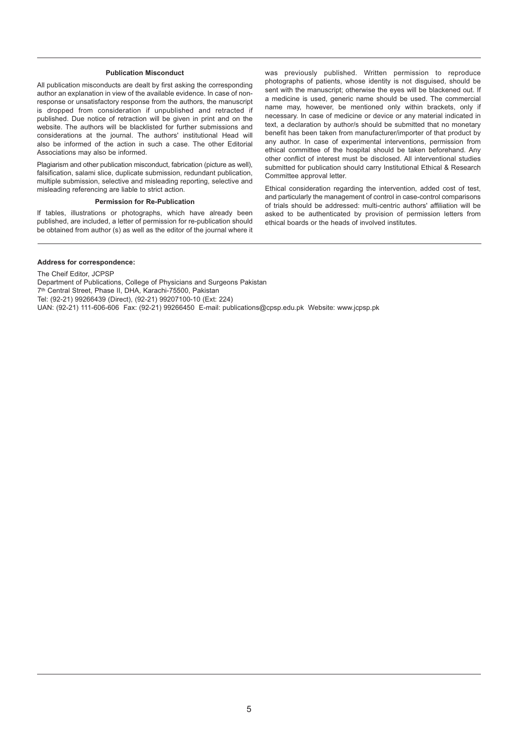### Publication Misconduct

All publication misconducts are dealt by first asking the corresponding author an explanation in view of the available evidence. In case of non-response or unsatisfactory response from the authors, the manuscript is dropped from consideration if unpublished and retracted if published. Due notice of retraction will be given in print and on the website. The authors will be blacklisted for further submissions and considerations at the journal. The authors' institutional Head will also be informed of the action in such a case. The other Editorial Associations may also be informed.

Plagiarism and other publication misconduct, fabrication (picture as well), falsification, salami slice, duplicate submission, redundant publication, multiple submission, selective and misleading reporting, selective and misleading referencing are liable to strict action.

### Permission for Re-Publication

If tables, illustrations or photographs, which have already been published, are included, a letter of permission for re-publication should be obtained from author (s) as well as the editor of the journal where it was previously published. Written permission to reproduce photographs of patients, whose identity is not disguised, should be sent with the manuscript; otherwise the eyes will be blackened out. If a medicine is used, generic name should be used. The commercial name may, however, be mentioned only within brackets, only if necessary. In case of medicine or device or any material indicated in text, a declaration by author/s should be submitted that no monetary benefit has been taken from manufacturer/importer of that product by any author. In case of experimental interventions, permission from ethical committee of the hospital should be taken beforehand. Any other conflict of interest must be disclosed. All interventional studies submitted for publication should carry Institutional Ethical & Research Committee approval letter.

Ethical consideration regarding the intervention, added cost of test, and particularly the management of control in case-control comparisons of trials should be addressed: multi-centric authors' affiliation will be asked to be authenticated by provision of permission letters from ethical boards or the heads of involved institutes.

**Address for correspondence:**

The Cheif Editor, JCPSP
Department of Publications, College of Physicians and Surgeons Pakistan
7th Central Street, Phase II, DHA, Karachi-75500, Pakistan
Tel: (92-21) 99266439 (Direct), (92-21) 99207100-10 (Ext: 224)
UAN: (92-21) 111-606-606 Fax: (92-21) 99266450 E-mail: publications@cpsp.edu.pk Website: www.jcpsp.pk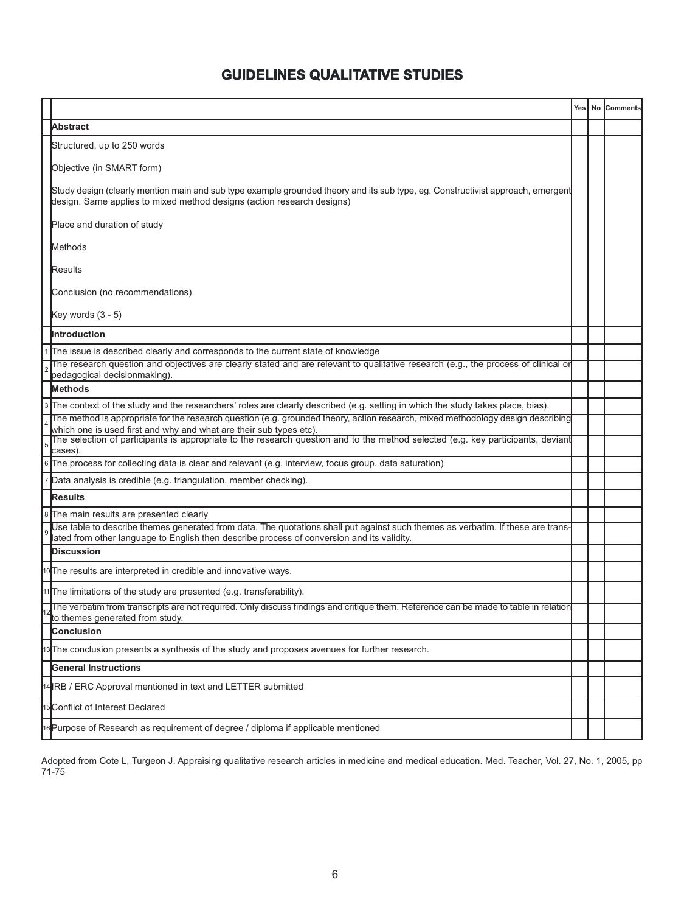# GUIDELINES QUALITATIVE STUDIES

| | | Yes | No | Comments |
|---|---|---|---|---|
| | **Abstract** | | | |
| | Structured, up to 250 words<br><br>Objective (in SMART form)<br><br>Study design (clearly mention main and sub type example grounded theory and its sub type, eg. Constructivist approach, emergent design. Same applies to mixed method designs (action research designs)<br><br>Place and duration of study<br><br>Methods<br><br>Results<br><br>Conclusion (no recommendations)<br><br>Key words (3 - 5) | | | |
| | **Introduction** | | | |
| 1 | The issue is described clearly and corresponds to the current state of knowledge | | | |
| 2 | The research question and objectives are clearly stated and are relevant to qualitative research (e.g., the process of clinical or pedagogical decisionmaking). | | | |
| | **Methods** | | | |
| 3 | The context of the study and the researchers' roles are clearly described (e.g. setting in which the study takes place, bias). | | | |
| 4 | The method is appropriate for the research question (e.g. grounded theory, action research, mixed methodology design describing which one is used first and why and what are their sub types etc). | | | |
| 5 | The selection of participants is appropriate to the research question and to the method selected (e.g. key participants, deviant cases). | | | |
| 6 | The process for collecting data is clear and relevant (e.g. interview, focus group, data saturation) | | | |
| 7 | Data analysis is credible (e.g. triangulation, member checking). | | | |
| | **Results** | | | |
| 8 | The main results are presented clearly | | | |
| 9 | Use table to describe themes generated from data. The quotations shall put against such themes as verbatim. If these are translated from other language to English then describe process of conversion and its validity. | | | |
| | **Discussion** | | | |
| 10 | The results are interpreted in credible and innovative ways. | | | |
| 11 | The limitations of the study are presented (e.g. transferability). | | | |
| 12 | The verbatim from transcripts are not required. Only discuss findings and critique them. Reference can be made to table in relation to themes generated from study. | | | |
| | **Conclusion** | | | |
| 13 | The conclusion presents a synthesis of the study and proposes avenues for further research. | | | |
| | **General Instructions** | | | |
| 14 | IRB / ERC Approval mentioned in text and LETTER submitted | | | |
| 15 | Conflict of Interest Declared | | | |
| 16 | Purpose of Research as requirement of degree / diploma if applicable mentioned | | | |

Adopted from Cote L, Turgeon J. Appraising qualitative research articles in medicine and medical education. Med. Teacher, Vol. 27, No. 1, 2005, pp 71-75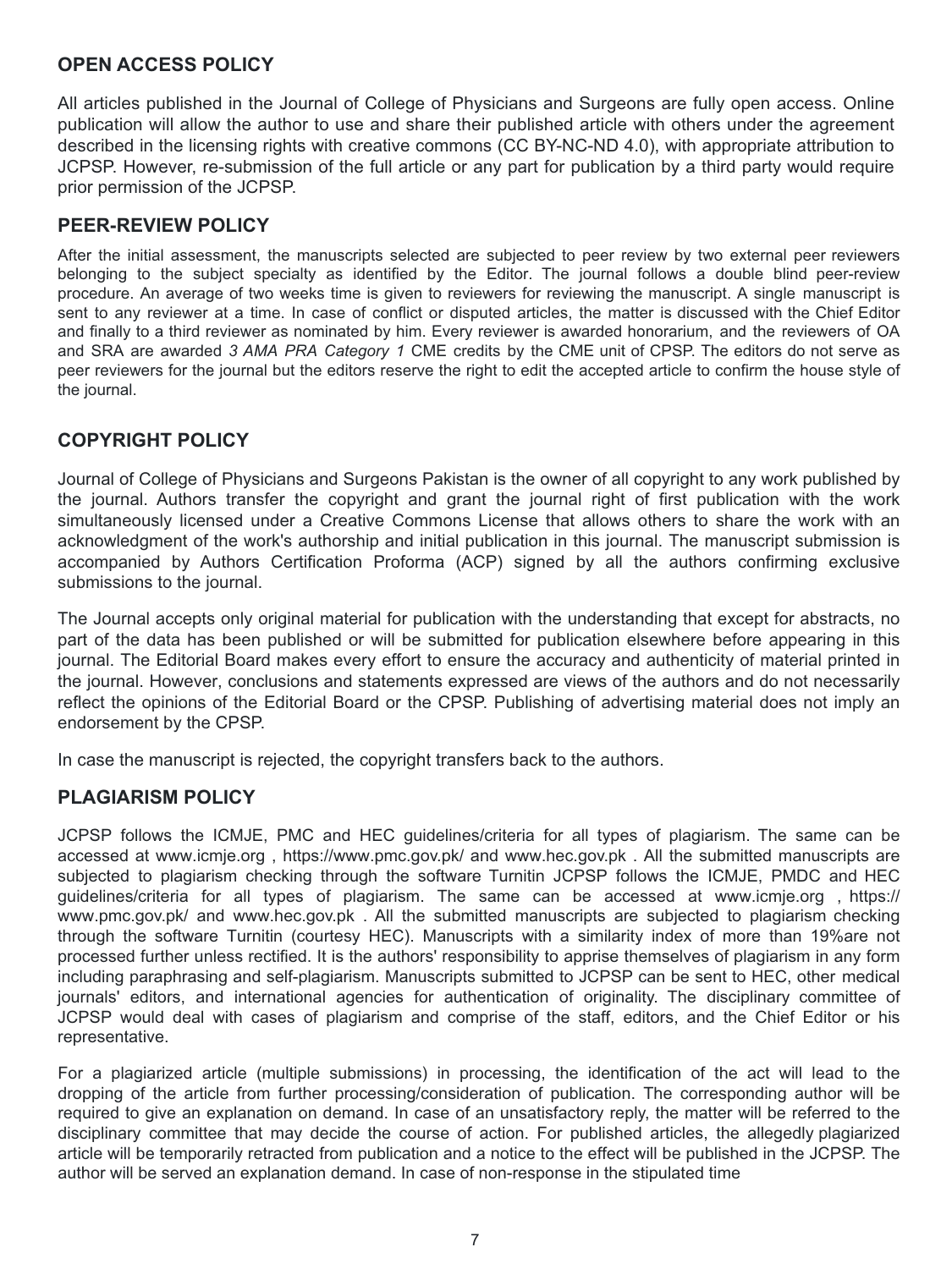## OPEN ACCESS POLICY

All articles published in the Journal of College of Physicians and Surgeons are fully open access. Online publication will allow the author to use and share their published article with others under the agreement described in the licensing rights with creative commons (CC BY-NC-ND 4.0), with appropriate attribution to JCPSP. However, re-submission of the full article or any part for publication by a third party would require prior permission of the JCPSP.

## PEER-REVIEW POLICY

After the initial assessment, the manuscripts selected are subjected to peer review by two external peer reviewers belonging to the subject specialty as identified by the Editor. The journal follows a double blind peer-review procedure. An average of two weeks time is given to reviewers for reviewing the manuscript. A single manuscript is sent to any reviewer at a time. In case of conflict or disputed articles, the matter is discussed with the Chief Editor and finally to a third reviewer as nominated by him. Every reviewer is awarded honorarium, and the reviewers of OA and SRA are awarded *3 AMA PRA Category 1* CME credits by the CME unit of CPSP. The editors do not serve as peer reviewers for the journal but the editors reserve the right to edit the accepted article to confirm the house style of the journal.

## COPYRIGHT POLICY

Journal of College of Physicians and Surgeons Pakistan is the owner of all copyright to any work published by the journal. Authors transfer the copyright and grant the journal right of first publication with the work simultaneously licensed under a Creative Commons License that allows others to share the work with an acknowledgment of the work's authorship and initial publication in this journal. The manuscript submission is accompanied by Authors Certification Proforma (ACP) signed by all the authors confirming exclusive submissions to the journal.

The Journal accepts only original material for publication with the understanding that except for abstracts, no part of the data has been published or will be submitted for publication elsewhere before appearing in this journal. The Editorial Board makes every effort to ensure the accuracy and authenticity of material printed in the journal. However, conclusions and statements expressed are views of the authors and do not necessarily reflect the opinions of the Editorial Board or the CPSP. Publishing of advertising material does not imply an endorsement by the CPSP.

In case the manuscript is rejected, the copyright transfers back to the authors.

## PLAGIARISM POLICY

JCPSP follows the ICMJE, PMC and HEC guidelines/criteria for all types of plagiarism. The same can be accessed at www.icmje.org , https://www.pmc.gov.pk/ and www.hec.gov.pk . All the submitted manuscripts are subjected to plagiarism checking through the software Turnitin JCPSP follows the ICMJE, PMDC and HEC guidelines/criteria for all types of plagiarism. The same can be accessed at www.icmje.org , https:// www.pmc.gov.pk/ and www.hec.gov.pk . All the submitted manuscripts are subjected to plagiarism checking through the software Turnitin (courtesy HEC). Manuscripts with a similarity index of more than 19%are not processed further unless rectified. It is the authors' responsibility to apprise themselves of plagiarism in any form including paraphrasing and self-plagiarism. Manuscripts submitted to JCPSP can be sent to HEC, other medical journals' editors, and international agencies for authentication of originality. The disciplinary committee of JCPSP would deal with cases of plagiarism and comprise of the staff, editors, and the Chief Editor or his representative.

For a plagiarized article (multiple submissions) in processing, the identification of the act will lead to the dropping of the article from further processing/consideration of publication. The corresponding author will be required to give an explanation on demand. In case of an unsatisfactory reply, the matter will be referred to the disciplinary committee that may decide the course of action. For published articles, the allegedly plagiarized article will be temporarily retracted from publication and a notice to the effect will be published in the JCPSP. The author will be served an explanation demand. In case of non-response in the stipulated time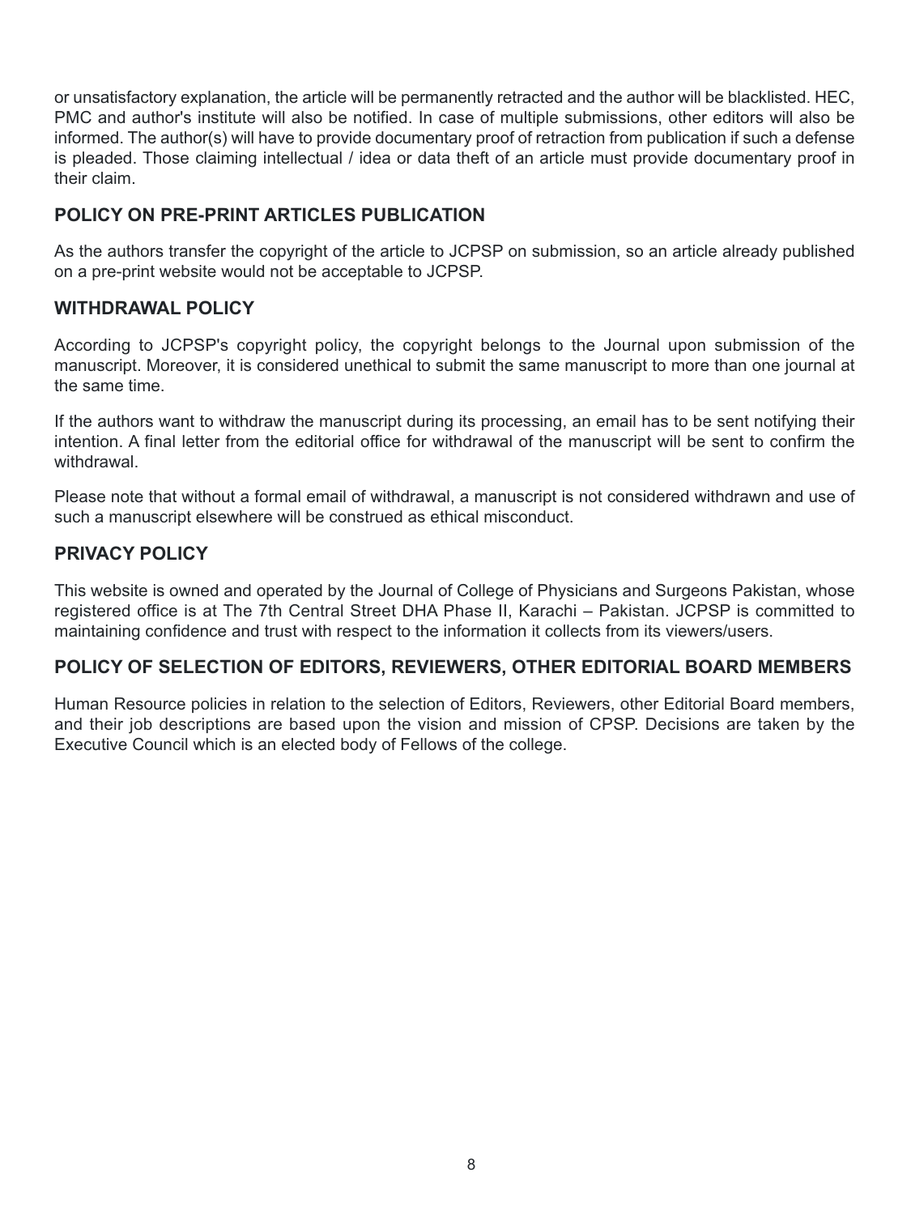or unsatisfactory explanation, the article will be permanently retracted and the author will be blacklisted. HEC, PMC and author's institute will also be notified. In case of multiple submissions, other editors will also be informed. The author(s) will have to provide documentary proof of retraction from publication if such a defense is pleaded. Those claiming intellectual / idea or data theft of an article must provide documentary proof in their claim.

## POLICY ON PRE-PRINT ARTICLES PUBLICATION

As the authors transfer the copyright of the article to JCPSP on submission, so an article already published on a pre-print website would not be acceptable to JCPSP.

## WITHDRAWAL POLICY

According to JCPSP's copyright policy, the copyright belongs to the Journal upon submission of the manuscript. Moreover, it is considered unethical to submit the same manuscript to more than one journal at the same time.

If the authors want to withdraw the manuscript during its processing, an email has to be sent notifying their intention. A final letter from the editorial office for withdrawal of the manuscript will be sent to confirm the withdrawal.

Please note that without a formal email of withdrawal, a manuscript is not considered withdrawn and use of such a manuscript elsewhere will be construed as ethical misconduct.

## PRIVACY POLICY

This website is owned and operated by the Journal of College of Physicians and Surgeons Pakistan, whose registered office is at The 7th Central Street DHA Phase II, Karachi – Pakistan. JCPSP is committed to maintaining confidence and trust with respect to the information it collects from its viewers/users.

## POLICY OF SELECTION OF EDITORS, REVIEWERS, OTHER EDITORIAL BOARD MEMBERS

Human Resource policies in relation to the selection of Editors, Reviewers, other Editorial Board members, and their job descriptions are based upon the vision and mission of CPSP. Decisions are taken by the Executive Council which is an elected body of Fellows of the college.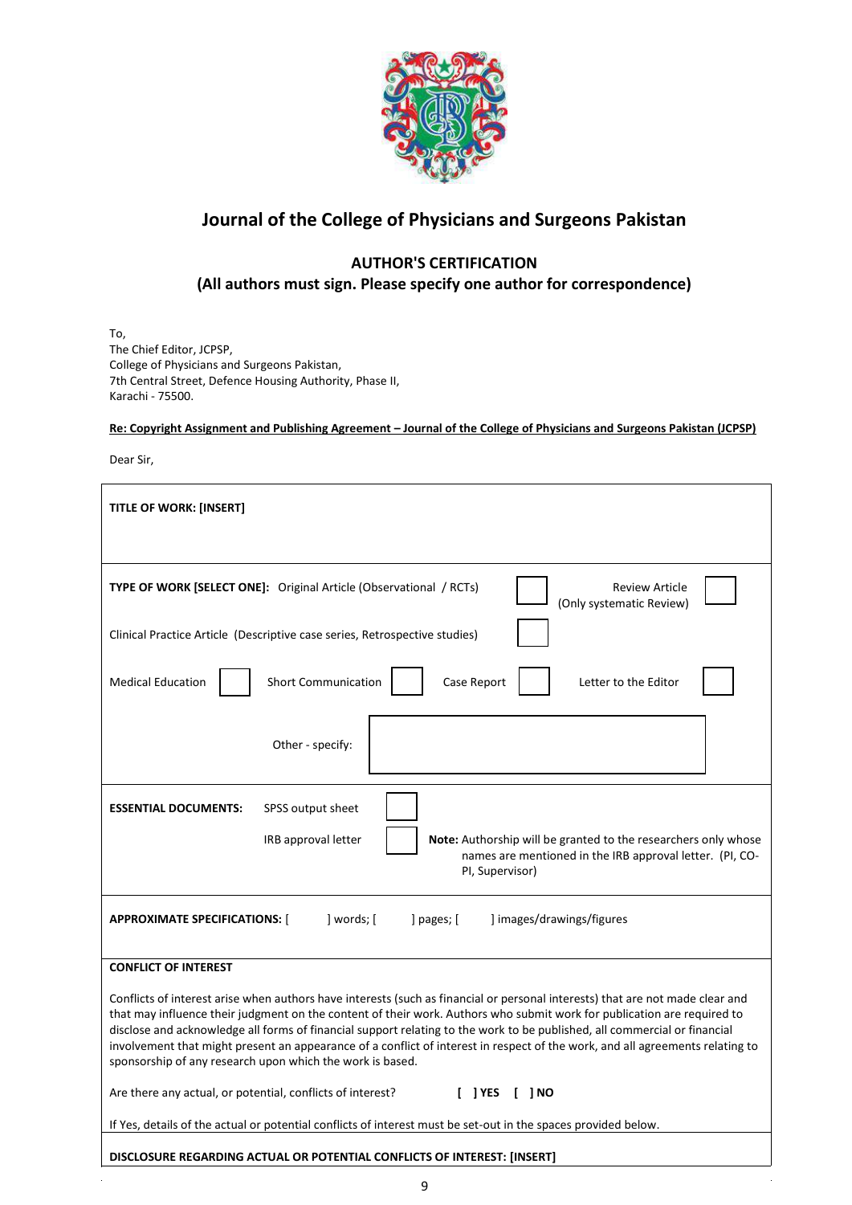# Journal of the College of Physicians and Surgeons Pakistan

## AUTHOR'S CERTIFICATION
## (All authors must sign. Please specify one author for correspondence)

To,
The Chief Editor, JCPSP,
College of Physicians and Surgeons Pakistan,
7th Central Street, Defence Housing Authority, Phase II,
Karachi - 75500.

**Re: Copyright Assignment and Publishing Agreement – Journal of the College of Physicians and Surgeons Pakistan (JCPSP)**

Dear Sir,

**TITLE OF WORK: [INSERT]**

**TYPE OF WORK [SELECT ONE]:** Original Article (Observational / RCTs) [ ] Review Article (Only systematic Review) [ ]

Clinical Practice Article (Descriptive case series, Retrospective studies) [ ]

Medical Education [ ] Short Communication [ ] Case Report [ ] Letter to the Editor [ ]

Other - specify: [ ]

**ESSENTIAL DOCUMENTS:** SPSS output sheet [ ]

IRB approval letter [ ]

**Note:** Authorship will be granted to the researchers only whose names are mentioned in the IRB approval letter. (PI, CO-PI, Supervisor)

**APPROXIMATE SPECIFICATIONS:** [ ] words; [ ] pages; [ ] images/drawings/figures

**CONFLICT OF INTEREST**

Conflicts of interest arise when authors have interests (such as financial or personal interests) that are not made clear and that may influence their judgment on the content of their work. Authors who submit work for publication are required to disclose and acknowledge all forms of financial support relating to the work to be published, all commercial or financial involvement that might present an appearance of a conflict of interest in respect of the work, and all agreements relating to sponsorship of any research upon which the work is based.

Are there any actual, or potential, conflicts of interest? **[ ] YES [ ] NO**

If Yes, details of the actual or potential conflicts of interest must be set-out in the spaces provided below.

**DISCLOSURE REGARDING ACTUAL OR POTENTIAL CONFLICTS OF INTEREST: [INSERT]**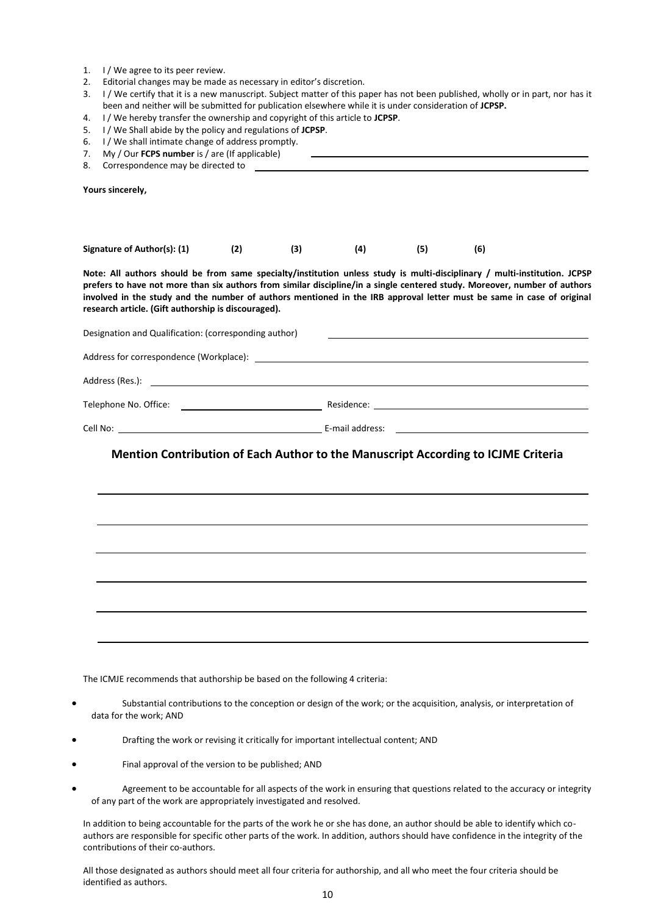1. I / We agree to its peer review.
2. Editorial changes may be made as necessary in editor's discretion.
3. I / We certify that it is a new manuscript. Subject matter of this paper has not been published, wholly or in part, nor has it been and neither will be submitted for publication elsewhere while it is under consideration of **JCPSP.**
4. I / We hereby transfer the ownership and copyright of this article to **JCPSP**.
5. I / We Shall abide by the policy and regulations of **JCPSP**.
6. I / We shall intimate change of address promptly.
7. My / Our **FCPS number** is / are (If applicable) ____________________
8. Correspondence may be directed to ____________________

**Yours sincerely,**

**Signature of Author(s): (1) (2) (3) (4) (5) (6)**

**Note: All authors should be from same specialty/institution unless study is multi-disciplinary / multi-institution. JCPSP prefers to have not more than six authors from similar discipline/in a single centered study. Moreover, number of authors involved in the study and the number of authors mentioned in the IRB approval letter must be same in case of original research article. (Gift authorship is discouraged).**

Designation and Qualification: (corresponding author) ____________________

Address for correspondence (Workplace): ____________________

Address (Res.): ____________________

Telephone No. Office: ____________________ Residence: ____________________

Cell No: ____________________ E-mail address: ____________________

## Mention Contribution of Each Author to the Manuscript According to ICJME Criteria

____________________

____________________

____________________

____________________

____________________

____________________

The ICMJE recommends that authorship be based on the following 4 criteria:

- Substantial contributions to the conception or design of the work; or the acquisition, analysis, or interpretation of data for the work; AND
- Drafting the work or revising it critically for important intellectual content; AND
- Final approval of the version to be published; AND
- Agreement to be accountable for all aspects of the work in ensuring that questions related to the accuracy or integrity of any part of the work are appropriately investigated and resolved.

In addition to being accountable for the parts of the work he or she has done, an author should be able to identify which co-authors are responsible for specific other parts of the work. In addition, authors should have confidence in the integrity of the contributions of their co-authors.

All those designated as authors should meet all four criteria for authorship, and all who meet the four criteria should be identified as authors.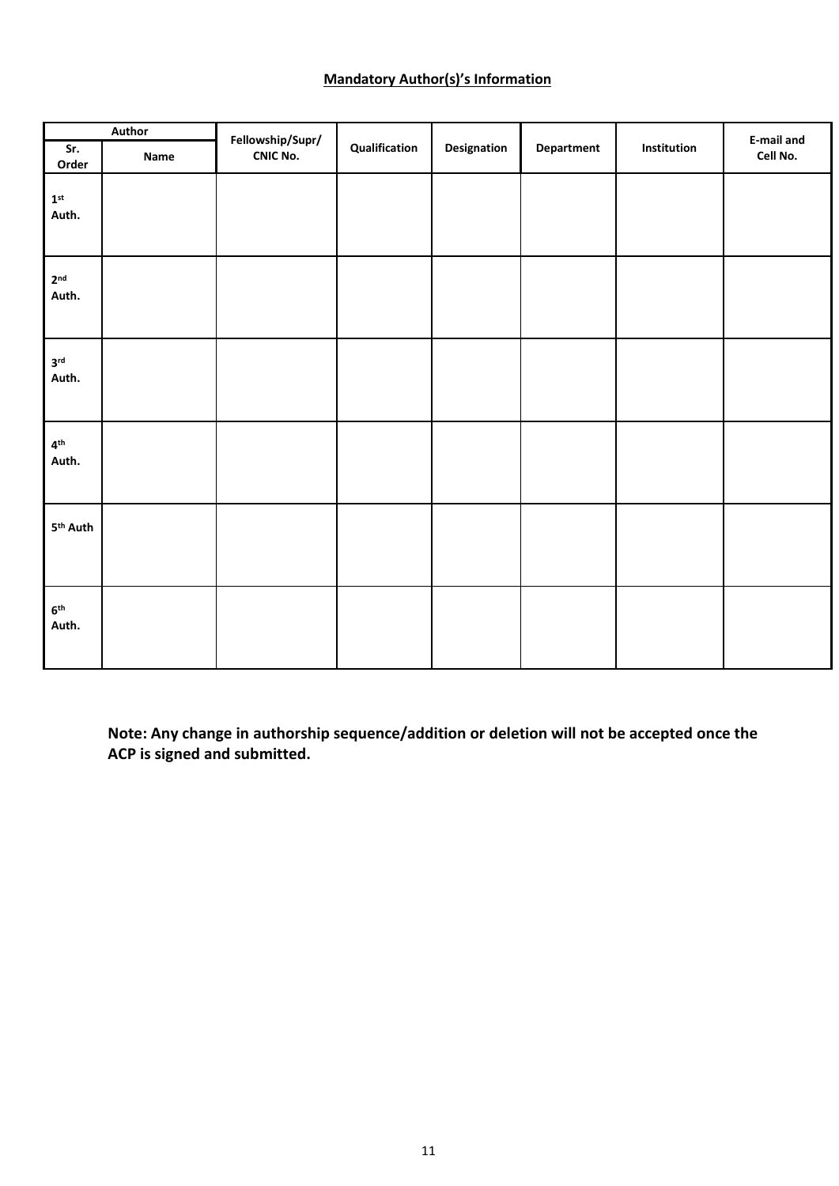**Mandatory Author(s)'s Information**

| Author | | Fellowship/Supr/ CNIC No. | Qualification | Designation | Department | Institution | E-mail and Cell No. |
|---|---|---|---|---|---|---|---|
| Sr. Order | Name | | | | | | |
| 1st Auth. | | | | | | | |
| 2nd Auth. | | | | | | | |
| 3rd Auth. | | | | | | | |
| 4th Auth. | | | | | | | |
| 5th Auth | | | | | | | |
| 6th Auth. | | | | | | | |

**Note: Any change in authorship sequence/addition or deletion will not be accepted once the ACP is signed and submitted.**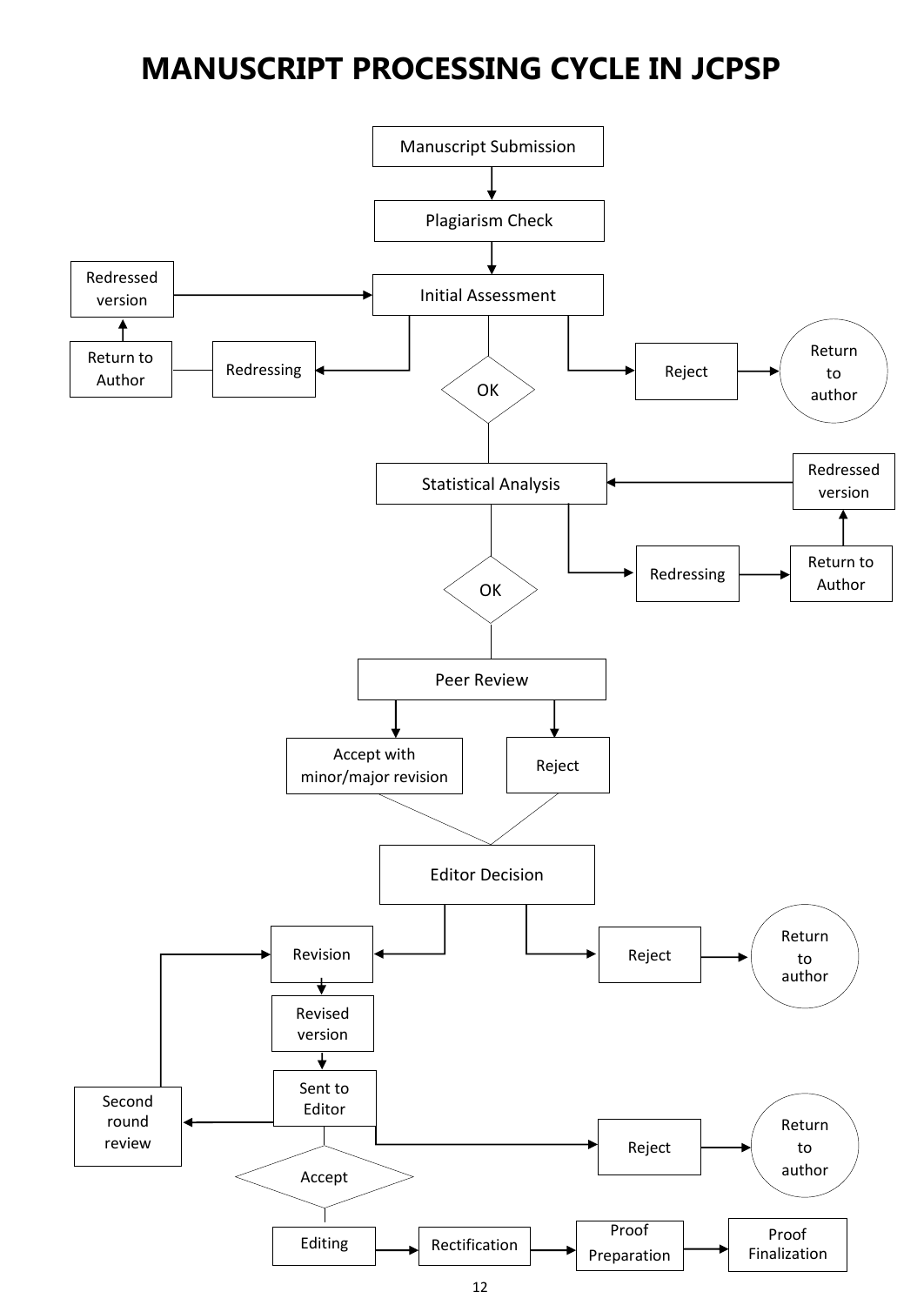# MANUSCRIPT PROCESSING CYCLE IN JCPSP

Manuscript Submission

Plagiarism Check

Redressed version

Initial Assessment

Return to Author

Redressing

OK

Reject

Return to author

Statistical Analysis

Redressed version

OK

Redressing

Return to Author

Peer Review

Accept with minor/major revision

Reject

Editor Decision

Revision

Reject

Return to author

Revised version

Second round review

Sent to Editor

Reject

Return to author

Accept

Editing

Rectification

Proof Preparation

Proof Finalization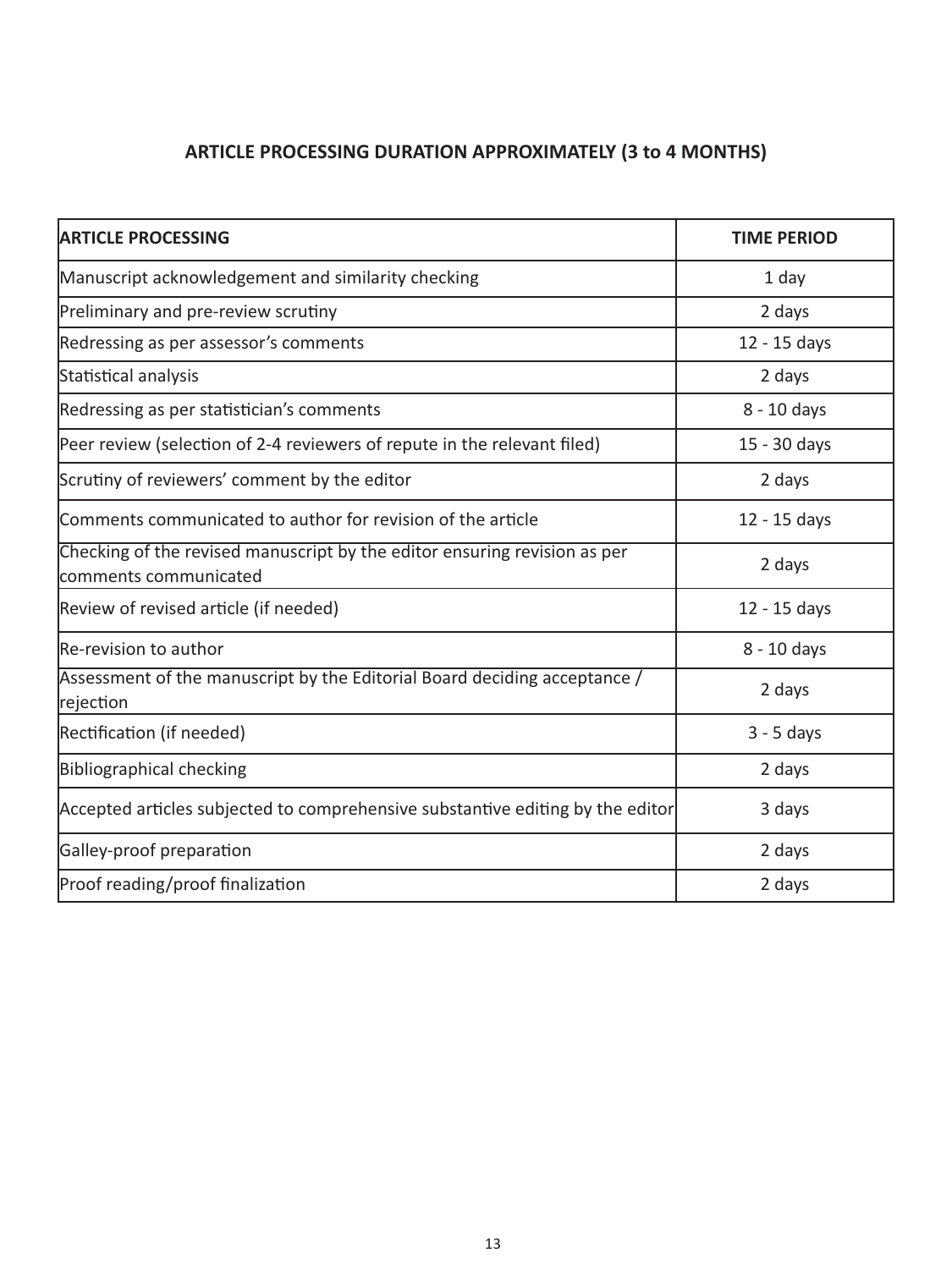## ARTICLE PROCESSING DURATION APPROXIMATELY (3 to 4 MONTHS)

| ARTICLE PROCESSING | TIME PERIOD |
|---|---|
| Manuscript acknowledgement and similarity checking | 1 day |
| Preliminary and pre-review scrutiny | 2 days |
| Redressing as per assessor's comments | 12 - 15 days |
| Statistical analysis | 2 days |
| Redressing as per statistician's comments | 8 - 10 days |
| Peer review (selection of 2-4 reviewers of repute in the relevant filed) | 15 - 30 days |
| Scrutiny of reviewers' comment by the editor | 2 days |
| Comments communicated to author for revision of the article | 12 - 15 days |
| Checking of the revised manuscript by the editor ensuring revision as per comments communicated | 2 days |
| Review of revised article (if needed) | 12 - 15 days |
| Re-revision to author | 8 - 10 days |
| Assessment of the manuscript by the Editorial Board deciding acceptance / rejection | 2 days |
| Rectification (if needed) | 3 - 5 days |
| Bibliographical checking | 2 days |
| Accepted articles subjected to comprehensive substantive editing by the editor | 3 days |
| Galley-proof preparation | 2 days |
| Proof reading/proof finalization | 2 days |